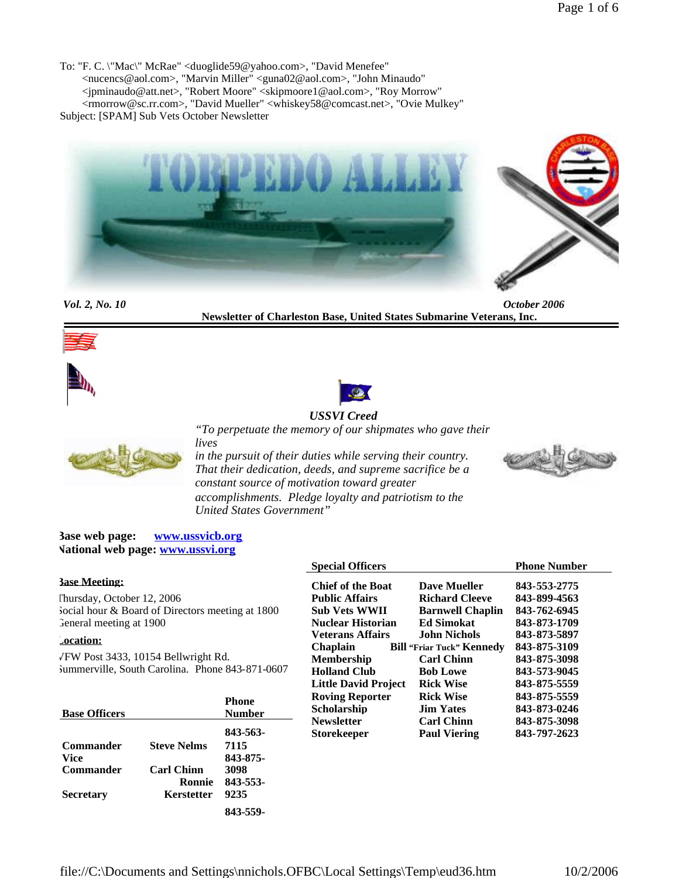To: "F. C. \"Mac\" McRae" <duoglide59@yahoo.com>, "David Menefee" <nucencs@aol.com>, "Marvin Miller" <guna02@aol.com>, "John Minaudo" <jpminaudo@att.net>, "Robert Moore" <skipmoore1@aol.com>, "Roy Morrow" <rmorrow@sc.rr.com>, "David Mueller" <whiskey58@comcast.net>, "Ovie Mulkey"
Subject: [SPAM] Sub Vets October Newsletter

# TORPEDO ALLEY

***Vol. 2, No. 10*** ***October 2006***

**Newsletter of Charleston Base, United States Submarine Veterans, Inc.**

***USSVI Creed***

*"To perpetuate the memory of our shipmates who gave their lives in the pursuit of their duties while serving their country. That their dedication, deeds, and supreme sacrifice be a constant source of motivation toward greater accomplishments. Pledge loyalty and patriotism to the United States Government"*

**Base web page:** [www.ussvicb.org](www.ussvicb.org)
**National web page:** [www.ussvi.org](www.ussvi.org)

**Base Meeting:**

Thursday, October 12, 2006
Social hour & Board of Directors meeting at 1800
General meeting at 1900

**Location:**

VFW Post 3433, 10154 Bellwright Rd.
Summerville, South Carolina. Phone 843-871-0607

| Base Officers | | Phone Number |
|---|---|---|
| Commander | Steve Nelms | 843-563-7115 |
| Vice Commander | Carl Chinn | 843-875-3098 |
| Secretary | Ronnie Kerstetter | 843-553-9235 |
| | | 843-559- |

| Special Officers | | Phone Number |
|---|---|---|
| Chief of the Boat | Dave Mueller | 843-553-2775 |
| Public Affairs | Richard Cleeve | 843-899-4563 |
| Sub Vets WWII | Barnwell Chaplin | 843-762-6945 |
| Nuclear Historian | Ed Simokat | 843-873-1709 |
| Veterans Affairs | John Nichols | 843-873-5897 |
| Chaplain | Bill "Friar Tuck" Kennedy | 843-875-3109 |
| Membership | Carl Chinn | 843-875-3098 |
| Holland Club | Bob Lowe | 843-573-9045 |
| Little David Project | Rick Wise | 843-875-5559 |
| Roving Reporter | Rick Wise | 843-875-5559 |
| Scholarship | Jim Yates | 843-873-0246 |
| Newsletter | Carl Chinn | 843-875-3098 |
| Storekeeper | Paul Viering | 843-797-2623 |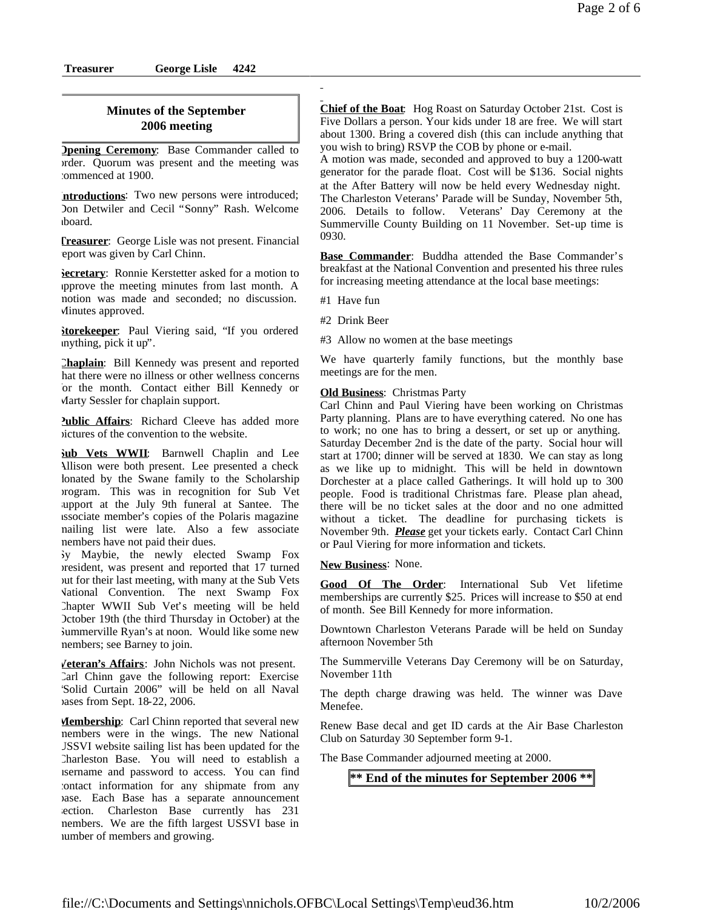**Treasurer George Lisle 4242**

## Minutes of the September 2006 meeting

**Opening Ceremony**: Base Commander called to order. Quorum was present and the meeting was commenced at 1900.

**Introductions**: Two new persons were introduced; Don Detwiler and Cecil "Sonny" Rash. Welcome aboard.

**Treasurer**: George Lisle was not present. Financial report was given by Carl Chinn.

**Secretary**: Ronnie Kerstetter asked for a motion to approve the meeting minutes from last month. A motion was made and seconded; no discussion. Minutes approved.

**Storekeeper**: Paul Viering said, "If you ordered anything, pick it up".

**Chaplain**: Bill Kennedy was present and reported that there were no illness or other wellness concerns for the month. Contact either Bill Kennedy or Marty Sessler for chaplain support.

**Public Affairs**: Richard Cleeve has added more pictures of the convention to the website.

**Sub Vets WWII**: Barnwell Chaplin and Lee Allison were both present. Lee presented a check donated by the Swane family to the Scholarship program. This was in recognition for Sub Vet support at the July 9th funeral at Santee. The associate member's copies of the Polaris magazine mailing list were late. Also a few associate members have not paid their dues.

Sy Maybie, the newly elected Swamp Fox president, was present and reported that 17 turned out for their last meeting, with many at the Sub Vets National Convention. The next Swamp Fox Chapter WWII Sub Vet's meeting will be held October 19th (the third Thursday in October) at the Summerville Ryan's at noon. Would like some new members; see Barney to join.

**Veteran's Affairs**: John Nichols was not present. Carl Chinn gave the following report: Exercise "Solid Curtain 2006" will be held on all Naval bases from Sept. 18-22, 2006.

**Membership**: Carl Chinn reported that several new members were in the wings. The new National USSVI website sailing list has been updated for the Charleston Base. You will need to establish a username and password to access. You can find contact information for any shipmate from any base. Each Base has a separate announcement section. Charleston Base currently has 231 members. We are the fifth largest USSVI base in number of members and growing.

**Chief of the Boat**: Hog Roast on Saturday October 21st. Cost is Five Dollars a person. Your kids under 18 are free. We will start about 1300. Bring a covered dish (this can include anything that you wish to bring) RSVP the COB by phone or e-mail.
A motion was made, seconded and approved to buy a 1200-watt generator for the parade float. Cost will be $136. Social nights at the After Battery will now be held every Wednesday night. The Charleston Veterans' Parade will be Sunday, November 5th, 2006. Details to follow. Veterans' Day Ceremony at the Summerville County Building on 11 November. Set-up time is 0930.

**Base Commander**: Buddha attended the Base Commander's breakfast at the National Convention and presented his three rules for increasing meeting attendance at the local base meetings:

#1 Have fun

#2 Drink Beer

#3 Allow no women at the base meetings

We have quarterly family functions, but the monthly base meetings are for the men.

**Old Business**: Christmas Party
Carl Chinn and Paul Viering have been working on Christmas Party planning. Plans are to have everything catered. No one has to work; no one has to bring a dessert, or set up or anything. Saturday December 2nd is the date of the party. Social hour will start at 1700; dinner will be served at 1830. We can stay as long as we like up to midnight. This will be held in downtown Dorchester at a place called Gatherings. It will hold up to 300 people. Food is traditional Christmas fare. Please plan ahead, there will be no ticket sales at the door and no one admitted without a ticket. The deadline for purchasing tickets is November 9th. ***Please*** get your tickets early. Contact Carl Chinn or Paul Viering for more information and tickets.

**New Business**: None.

**Good Of The Order**: International Sub Vet lifetime memberships are currently $25. Prices will increase to $50 at end of month. See Bill Kennedy for more information.

Downtown Charleston Veterans Parade will be held on Sunday afternoon November 5th

The Summerville Veterans Day Ceremony will be on Saturday, November 11th

The depth charge drawing was held. The winner was Dave Menefee.

Renew Base decal and get ID cards at the Air Base Charleston Club on Saturday 30 September form 9-1.

The Base Commander adjourned meeting at 2000.

**\*\* End of the minutes for September 2006 \*\***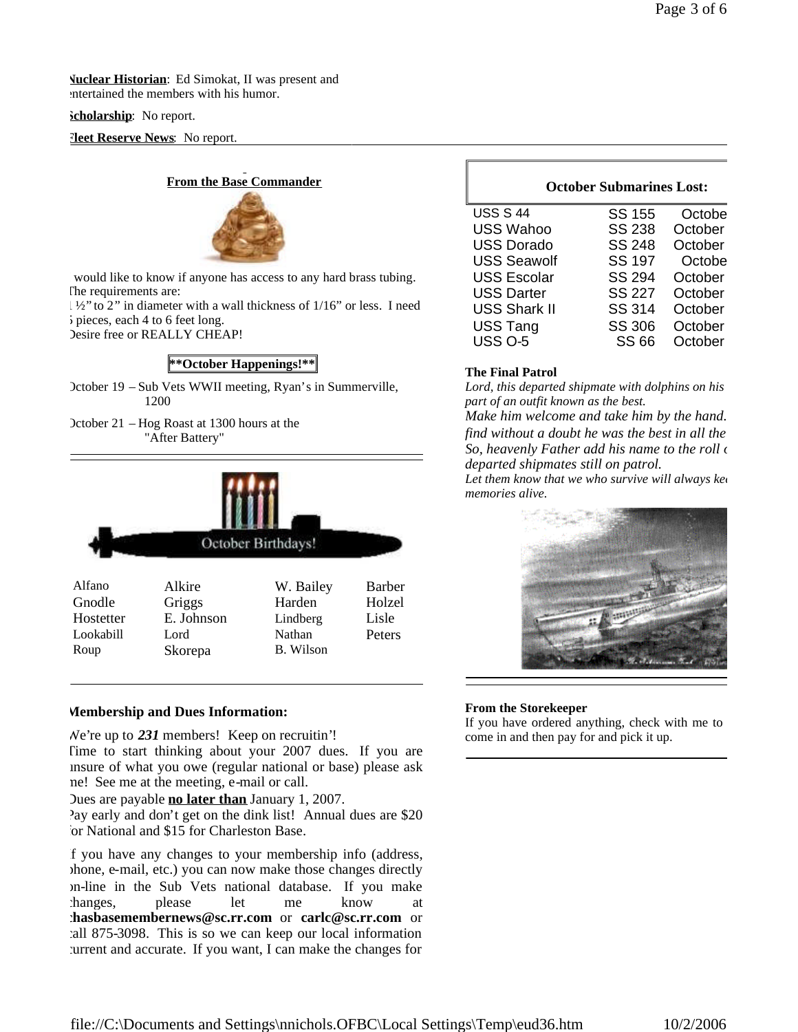**Nuclear Historian**: Ed Simokat, II was present and entertained the members with his humor.

**Scholarship**: No report.

**Fleet Reserve News**: No report.

## From the Base Commander

I would like to know if anyone has access to any hard brass tubing. The requirements are:
1 ½" to 2" in diameter with a wall thickness of 1/16" or less. I need 5 pieces, each 4 to 6 feet long.
Desire free or REALLY CHEAP!

## **October Happenings!**

October 19 – Sub Vets WWII meeting, Ryan's in Summerville, 1200

October 21 – Hog Roast at 1300 hours at the "After Battery"

## October Birthdays!

| | | | |
|---|---|---|---|
| Alfano | Alkire | W. Bailey | Barber |
| Gnodle | Griggs | Harden | Holzel |
| Hostetter | E. Johnson | Lindberg | Lisle |
| Lookabill | Lord | Nathan | Peters |
| Roup | Skorepa | B. Wilson | |

## Membership and Dues Information:

We're up to ***231*** members! Keep on recruitin'!
Time to start thinking about your 2007 dues. If you are unsure of what you owe (regular national or base) please ask me! See me at the meeting, e-mail or call.
Dues are payable **no later than** January 1, 2007.
Pay early and don't get on the dink list! Annual dues are $20 for National and $15 for Charleston Base.

If you have any changes to your membership info (address, phone, e-mail, etc.) you can now make those changes directly on-line in the Sub Vets national database. If you make changes, please let me know at **chasbasemembernews@sc.rr.com** or **carlc@sc.rr.com** or call 875-3098. This is so we can keep our local information current and accurate. If you want, I can make the changes for

## October Submarines Lost:

| | | |
|---|---|---|
| USS S 44 | SS 155 | October |
| USS Wahoo | SS 238 | October |
| USS Dorado | SS 248 | October |
| USS Seawolf | SS 197 | October |
| USS Escolar | SS 294 | October |
| USS Darter | SS 227 | October |
| USS Shark II | SS 314 | October |
| USS Tang | SS 306 | October |
| USS O-5 | SS 66 | October |

**The Final Patrol**

*Lord, this departed shipmate with dolphins on his ... part of an outfit known as the best.*
*Make him welcome and take him by the hand. ... find without a doubt he was the best in all the ...*
*So, heavenly Father add his name to the roll of departed shipmates still on patrol.*
*Let them know that we who survive will always keep ... memories alive.*

**From the Storekeeper**

If you have ordered anything, check with me to come in and then pay for and pick it up.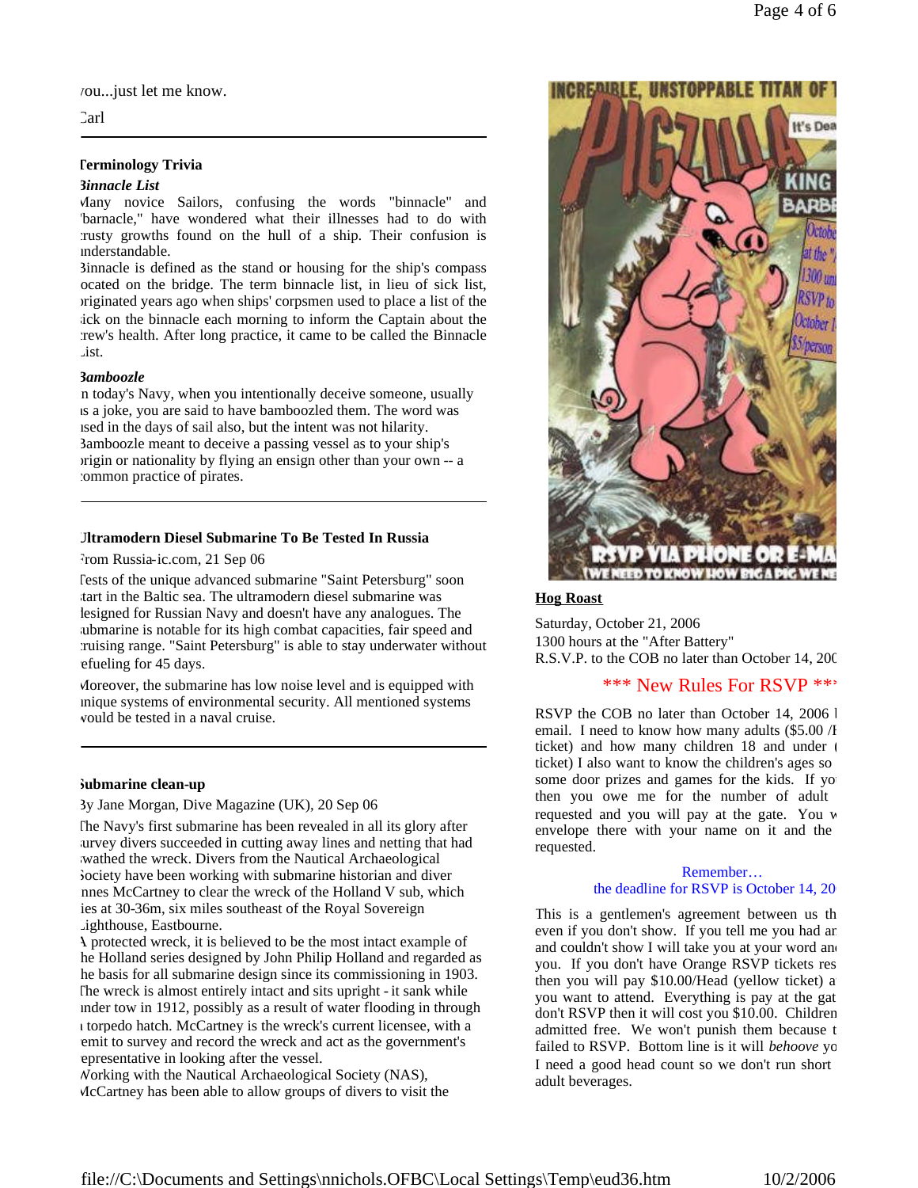ou...just let me know.

Carl

### Terminology Trivia

***Binnacle List***

Many novice Sailors, confusing the words "binnacle" and "barnacle," have wondered what their illnesses had to do with crusty growths found on the hull of a ship. Their confusion is understandable.

Binnacle is defined as the stand or housing for the ship's compass located on the bridge. The term binnacle list, in lieu of sick list, originated years ago when ships' corpsmen used to place a list of the sick on the binnacle each morning to inform the Captain about the crew's health. After long practice, it came to be called the Binnacle List.

***Bamboozle***

In today's Navy, when you intentionally deceive someone, usually as a joke, you are said to have bamboozled them. The word was used in the days of sail also, but the intent was not hilarity. Bamboozle meant to deceive a passing vessel as to your ship's origin or nationality by flying an ensign other than your own -- a common practice of pirates.

---

### Ultramodern Diesel Submarine To Be Tested In Russia

From Russia-ic.com, 21 Sep 06

Tests of the unique advanced submarine "Saint Petersburg" soon start in the Baltic sea. The ultramodern diesel submarine was designed for Russian Navy and doesn't have any analogues. The submarine is notable for its high combat capacities, fair speed and cruising range. "Saint Petersburg" is able to stay underwater without refueling for 45 days.

Moreover, the submarine has low noise level and is equipped with unique systems of environmental security. All mentioned systems would be tested in a naval cruise.

---

### Submarine clean-up

By Jane Morgan, Dive Magazine (UK), 20 Sep 06

The Navy's first submarine has been revealed in all its glory after survey divers succeeded in cutting away lines and netting that had swathed the wreck. Divers from the Nautical Archaeological Society have been working with submarine historian and diver Innes McCartney to clear the wreck of the Holland V sub, which lies at 30-36m, six miles southeast of the Royal Sovereign Lighthouse, Eastbourne.

A protected wreck, it is believed to be the most intact example of the Holland series designed by John Philip Holland and regarded as the basis for all submarine design since its commissioning in 1903. The wreck is almost entirely intact and sits upright - it sank while under tow in 1912, possibly as a result of water flooding in through a torpedo hatch. McCartney is the wreck's current licensee, with a remit to survey and record the wreck and act as the government's representative in looking after the vessel.

Working with the Nautical Archaeological Society (NAS), McCartney has been able to allow groups of divers to visit the

INCREDIBLE, UNSTOPPABLE TITAN OF T... PIGZILLA ... It's Dea... KING BARBE... October ... at the "A... 1300 un... RSVP to ... October 1... $5/person ... RSVP VIA PHONE OR E-MA... WE NEED TO KNOW HOW BIG A PIG WE NE...

### Hog Roast

Saturday, October 21, 2006
1300 hours at the "After Battery"
R.S.V.P. to the COB no later than October 14, 200

*** New Rules For RSVP **

RSVP the COB no later than October 14, 2006 b email. I need to know how many adults ($5.00 /I ticket) and how many children 18 and under ( ticket) I also want to know the children's ages so some door prizes and games for the kids. If yo then you owe me for the number of adult requested and you will pay at the gate. You w envelope there with your name on it and the requested.

Remember…
the deadline for RSVP is October 14, 20

This is a gentlemen's agreement between us th even if you don't show. If you tell me you had ar and couldn't show I will take you at your word an you. If you don't have Orange RSVP tickets res then you will pay $10.00/Head (yellow ticket) a you want to attend. Everything is pay at the gat don't RSVP then it will cost you $10.00. Children admitted free. We won't punish them because t failed to RSVP. Bottom line is it will *behoove* yo I need a good head count so we don't run short adult beverages.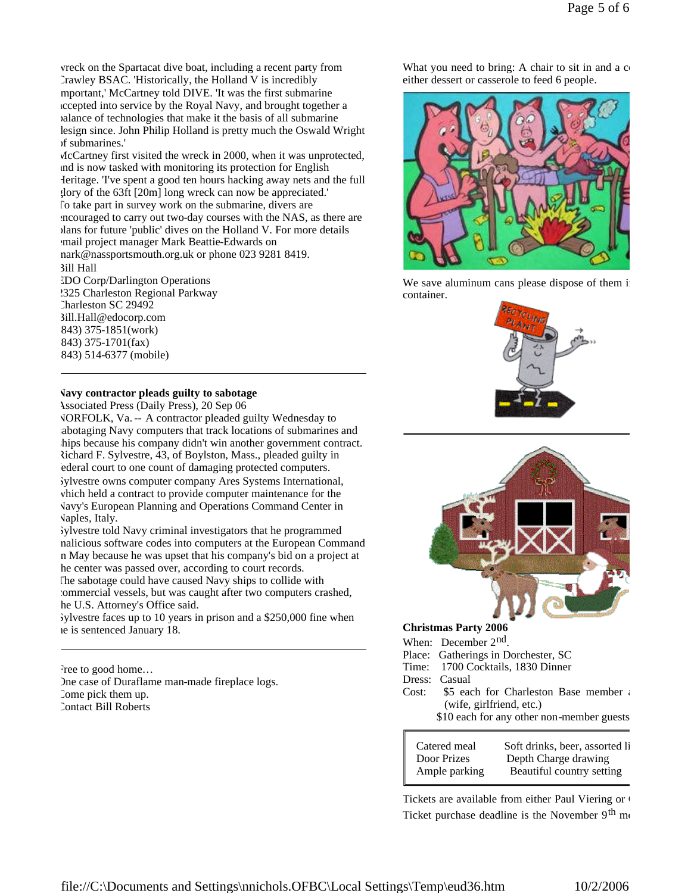wreck on the Spartacat dive boat, including a recent party from Crawley BSAC. 'Historically, the Holland V is incredibly important,' McCartney told DIVE. 'It was the first submarine accepted into service by the Royal Navy, and brought together a balance of technologies that make it the basis of all submarine design since. John Philip Holland is pretty much the Oswald Wright of submarines.'

McCartney first visited the wreck in 2000, when it was unprotected, and is now tasked with monitoring its protection for English Heritage. 'I've spent a good ten hours hacking away nets and the full glory of the 63ft [20m] long wreck can now be appreciated.'

To take part in survey work on the submarine, divers are encouraged to carry out two-day courses with the NAS, as there are plans for future 'public' dives on the Holland V. For more details email project manager Mark Beattie-Edwards on mark@nassportsmouth.org.uk or phone 023 9281 8419.

Bill Hall
EDO Corp/Darlington Operations
2325 Charleston Regional Parkway
Charleston SC 29492
Bill.Hall@edocorp.com
(843) 375-1851(work)
(843) 375-1701(fax)
(843) 514-6377 (mobile)

---

**Navy contractor pleads guilty to sabotage**

Associated Press (Daily Press), 20 Sep 06

NORFOLK, Va. -- A contractor pleaded guilty Wednesday to sabotaging Navy computers that track locations of submarines and ships because his company didn't win another government contract.

Richard F. Sylvestre, 43, of Boylston, Mass., pleaded guilty in federal court to one count of damaging protected computers.

Sylvestre owns computer company Ares Systems International, which held a contract to provide computer maintenance for the Navy's European Planning and Operations Command Center in Naples, Italy.

Sylvestre told Navy criminal investigators that he programmed malicious software codes into computers at the European Command in May because he was upset that his company's bid on a project at the center was passed over, according to court records.

The sabotage could have caused Navy ships to collide with commercial vessels, but was caught after two computers crashed, the U.S. Attorney's Office said.

Sylvestre faces up to 10 years in prison and a $250,000 fine when he is sentenced January 18.

---

Free to good home…
One case of Duraflame man-made fireplace logs.
Come pick them up.
Contact Bill Roberts

What you need to bring: A chair to sit in and a c… either dessert or casserole to feed 6 people.

We save aluminum cans please dispose of them i… container.

---

**Christmas Party 2006**

When: December 2nd.
Place: Gatherings in Dorchester, SC
Time: 1700 Cocktails, 1830 Dinner
Dress: Casual
Cost: $5 each for Charleston Base member … (wife, girlfriend, etc.)
$10 each for any other non-member guests

| | |
|---|---|
| Catered meal | Soft drinks, beer, assorted li… |
| Door Prizes | Depth Charge drawing |
| Ample parking | Beautiful country setting |

Tickets are available from either Paul Viering or …
Ticket purchase deadline is the November 9th m…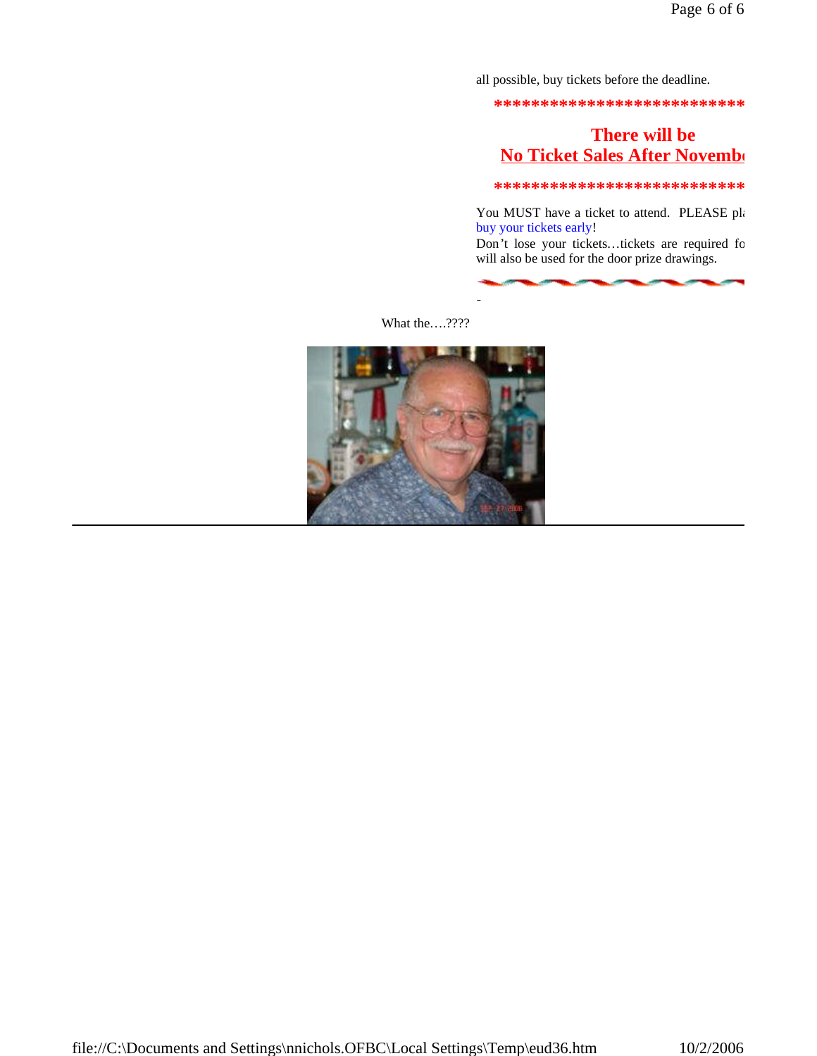all possible, buy tickets before the deadline.

***************************

**There will be**
**No Ticket Sales After Novemb**

***************************

You MUST have a ticket to attend. PLEASE pl
buy your tickets early!
Don't lose your tickets…tickets are required fo
will also be used for the door prize drawings.

-

What the….????